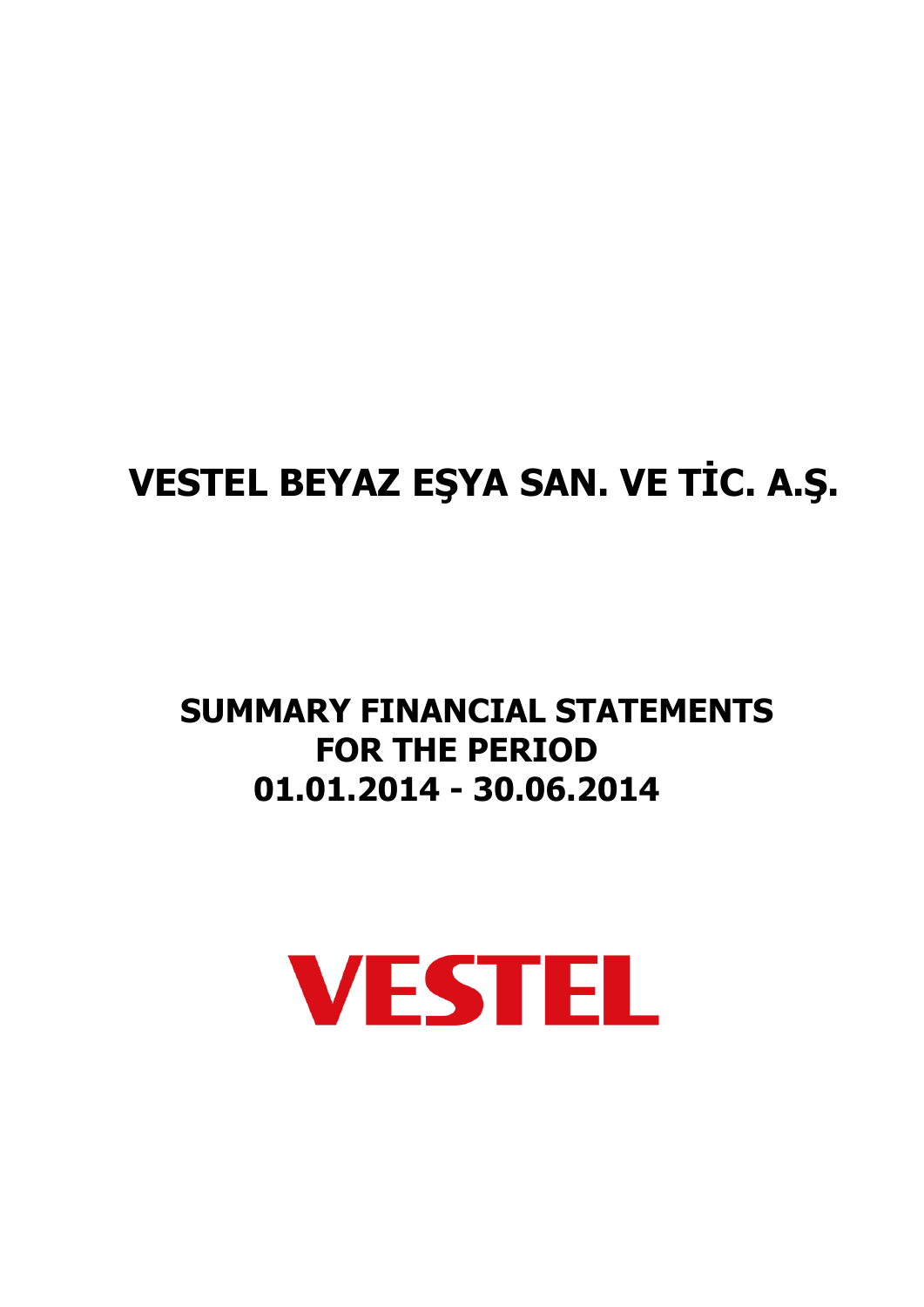# VESTEL BEYAZ EŞYA SAN. VE TİC. A.Ş.

## SUMMARY FINANCIAL STATEMENTS FOR THE PERIOD 01.01.2014 - 30.06.2014

VESTEL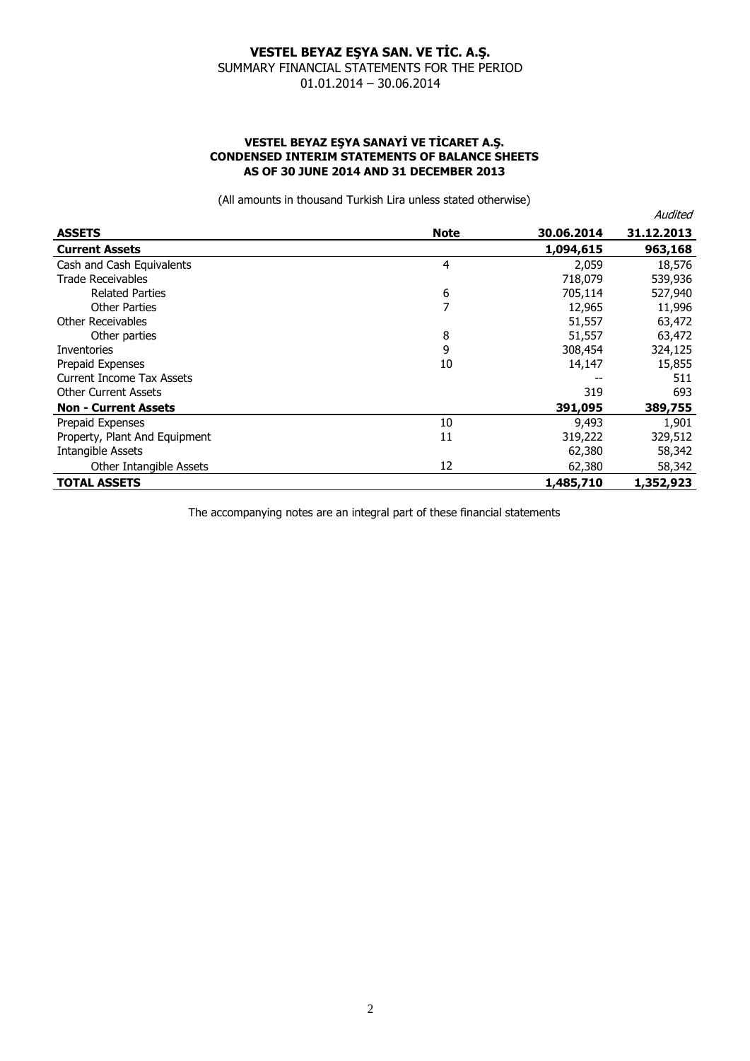# VESTEL BEYAZ EŞYA SAN. VE TİC. A.Ş.

SUMMARY FINANCIAL STATEMENTS FOR THE PERIOD

01.01.2014 – 30.06.2014

## VESTEL BEYAZ EŞYA SANAYİ VE TİCARET A.Ş.
## CONDENSED INTERIM STATEMENTS OF BALANCE SHEETS
## AS OF 30 JUNE 2014 AND 31 DECEMBER 2013

(All amounts in thousand Turkish Lira unless stated otherwise)

| | | | *Audited* |
|---|---|---|---|
| **ASSETS** | **Note** | **30.06.2014** | **31.12.2013** |
| **Current Assets** | | **1,094,615** | **963,168** |
| Cash and Cash Equivalents | 4 | 2,059 | 18,576 |
| Trade Receivables | | 718,079 | 539,936 |
| Related Parties | 6 | 705,114 | 527,940 |
| Other Parties | 7 | 12,965 | 11,996 |
| Other Receivables | | 51,557 | 63,472 |
| Other parties | 8 | 51,557 | 63,472 |
| Inventories | 9 | 308,454 | 324,125 |
| Prepaid Expenses | 10 | 14,147 | 15,855 |
| Current Income Tax Assets | | -- | 511 |
| Other Current Assets | | 319 | 693 |
| **Non - Current Assets** | | **391,095** | **389,755** |
| Prepaid Expenses | 10 | 9,493 | 1,901 |
| Property, Plant And Equipment | 11 | 319,222 | 329,512 |
| Intangible Assets | | 62,380 | 58,342 |
| Other Intangible Assets | 12 | 62,380 | 58,342 |
| **TOTAL ASSETS** | | **1,485,710** | **1,352,923** |

The accompanying notes are an integral part of these financial statements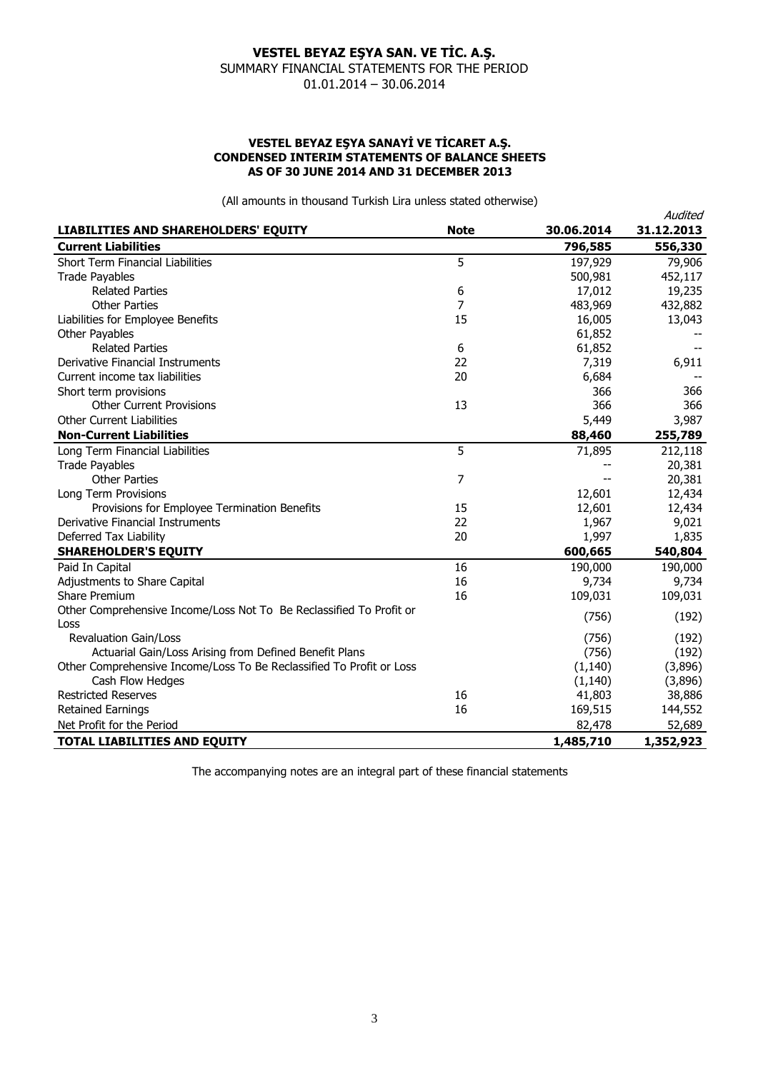# VESTEL BEYAZ EŞYA SAN. VE TİC. A.Ş.

SUMMARY FINANCIAL STATEMENTS FOR THE PERIOD
01.01.2014 – 30.06.2014

### VESTEL BEYAZ EŞYA SANAYİ VE TİCARET A.Ş.
### CONDENSED INTERIM STATEMENTS OF BALANCE SHEETS
### AS OF 30 JUNE 2014 AND 31 DECEMBER 2013

(All amounts in thousand Turkish Lira unless stated otherwise)

| LIABILITIES AND SHAREHOLDERS' EQUITY | Note | 30.06.2014 | *Audited* 31.12.2013 |
|---|---|---|---|
| **Current Liabilities** | | **796,585** | **556,330** |
| Short Term Financial Liabilities | 5 | 197,929 | 79,906 |
| Trade Payables | | 500,981 | 452,117 |
| Related Parties | 6 | 17,012 | 19,235 |
| Other Parties | 7 | 483,969 | 432,882 |
| Liabilities for Employee Benefits | 15 | 16,005 | 13,043 |
| Other Payables | | 61,852 | -- |
| Related Parties | 6 | 61,852 | -- |
| Derivative Financial Instruments | 22 | 7,319 | 6,911 |
| Current income tax liabilities | 20 | 6,684 | -- |
| Short term provisions | | 366 | 366 |
| Other Current Provisions | 13 | 366 | 366 |
| Other Current Liabilities | | 5,449 | 3,987 |
| **Non-Current Liabilities** | | **88,460** | **255,789** |
| Long Term Financial Liabilities | 5 | 71,895 | 212,118 |
| Trade Payables | | -- | 20,381 |
| Other Parties | 7 | -- | 20,381 |
| Long Term Provisions | | 12,601 | 12,434 |
| Provisions for Employee Termination Benefits | 15 | 12,601 | 12,434 |
| Derivative Financial Instruments | 22 | 1,967 | 9,021 |
| Deferred Tax Liability | 20 | 1,997 | 1,835 |
| **SHAREHOLDER'S EQUITY** | | **600,665** | **540,804** |
| Paid In Capital | 16 | 190,000 | 190,000 |
| Adjustments to Share Capital | 16 | 9,734 | 9,734 |
| Share Premium | 16 | 109,031 | 109,031 |
| Other Comprehensive Income/Loss Not To Be Reclassified To Profit or Loss | | (756) | (192) |
| Revaluation Gain/Loss | | (756) | (192) |
| Actuarial Gain/Loss Arising from Defined Benefit Plans | | (756) | (192) |
| Other Comprehensive Income/Loss To Be Reclassified To Profit or Loss | | (1,140) | (3,896) |
| Cash Flow Hedges | | (1,140) | (3,896) |
| Restricted Reserves | 16 | 41,803 | 38,886 |
| Retained Earnings | 16 | 169,515 | 144,552 |
| Net Profit for the Period | | 82,478 | 52,689 |
| **TOTAL LIABILITIES AND EQUITY** | | **1,485,710** | **1,352,923** |

The accompanying notes are an integral part of these financial statements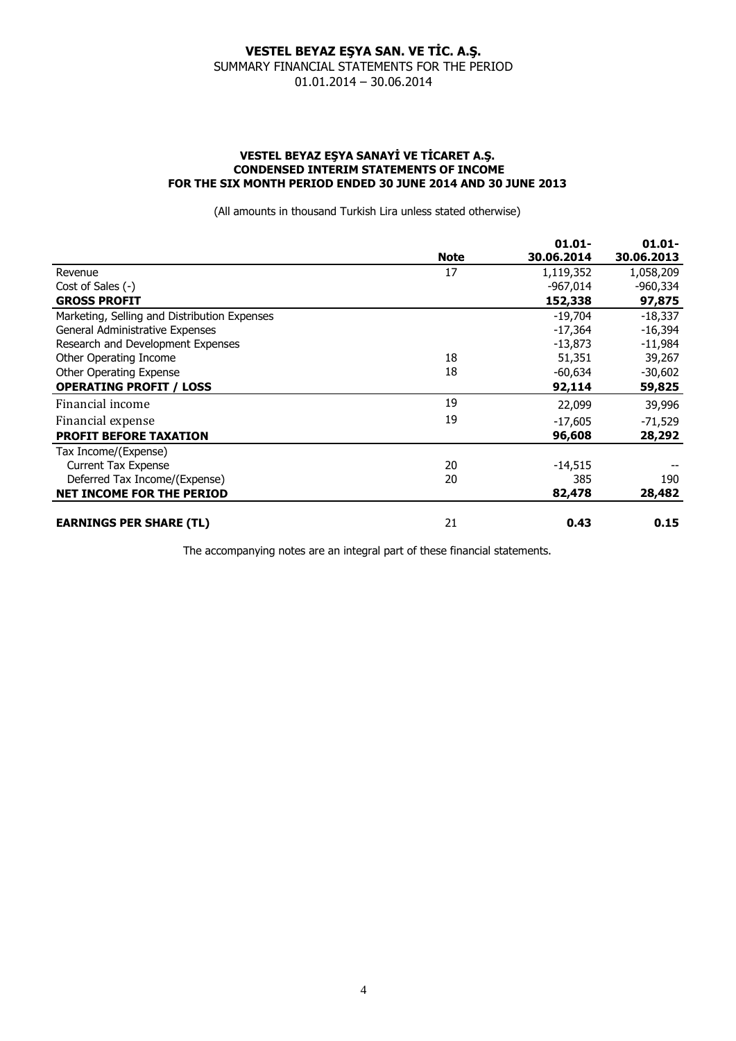**VESTEL BEYAZ EŞYA SAN. VE TİC. A.Ş.**
SUMMARY FINANCIAL STATEMENTS FOR THE PERIOD
01.01.2014 – 30.06.2014

### VESTEL BEYAZ EŞYA SANAYİ VE TİCARET A.Ş.
### CONDENSED INTERIM STATEMENTS OF INCOME
### FOR THE SIX MONTH PERIOD ENDED 30 JUNE 2014 AND 30 JUNE 2013

(All amounts in thousand Turkish Lira unless stated otherwise)

| | Note | 01.01-30.06.2014 | 01.01-30.06.2013 |
|---|---|---|---|
| Revenue | 17 | 1,119,352 | 1,058,209 |
| Cost of Sales (-) | | -967,014 | -960,334 |
| **GROSS PROFIT** | | **152,338** | **97,875** |
| Marketing, Selling and Distribution Expenses | | -19,704 | -18,337 |
| General Administrative Expenses | | -17,364 | -16,394 |
| Research and Development Expenses | | -13,873 | -11,984 |
| Other Operating Income | 18 | 51,351 | 39,267 |
| Other Operating Expense | 18 | -60,634 | -30,602 |
| **OPERATING PROFIT / LOSS** | | **92,114** | **59,825** |
| Financial income | 19 | 22,099 | 39,996 |
| Financial expense | 19 | -17,605 | -71,529 |
| **PROFIT BEFORE TAXATION** | | **96,608** | **28,292** |
| Tax Income/(Expense) | | | |
| Current Tax Expense | 20 | -14,515 | -- |
| Deferred Tax Income/(Expense) | 20 | 385 | 190 |
| **NET INCOME FOR THE PERIOD** | | **82,478** | **28,482** |
| | | | |
| **EARNINGS PER SHARE (TL)** | 21 | **0.43** | **0.15** |

The accompanying notes are an integral part of these financial statements.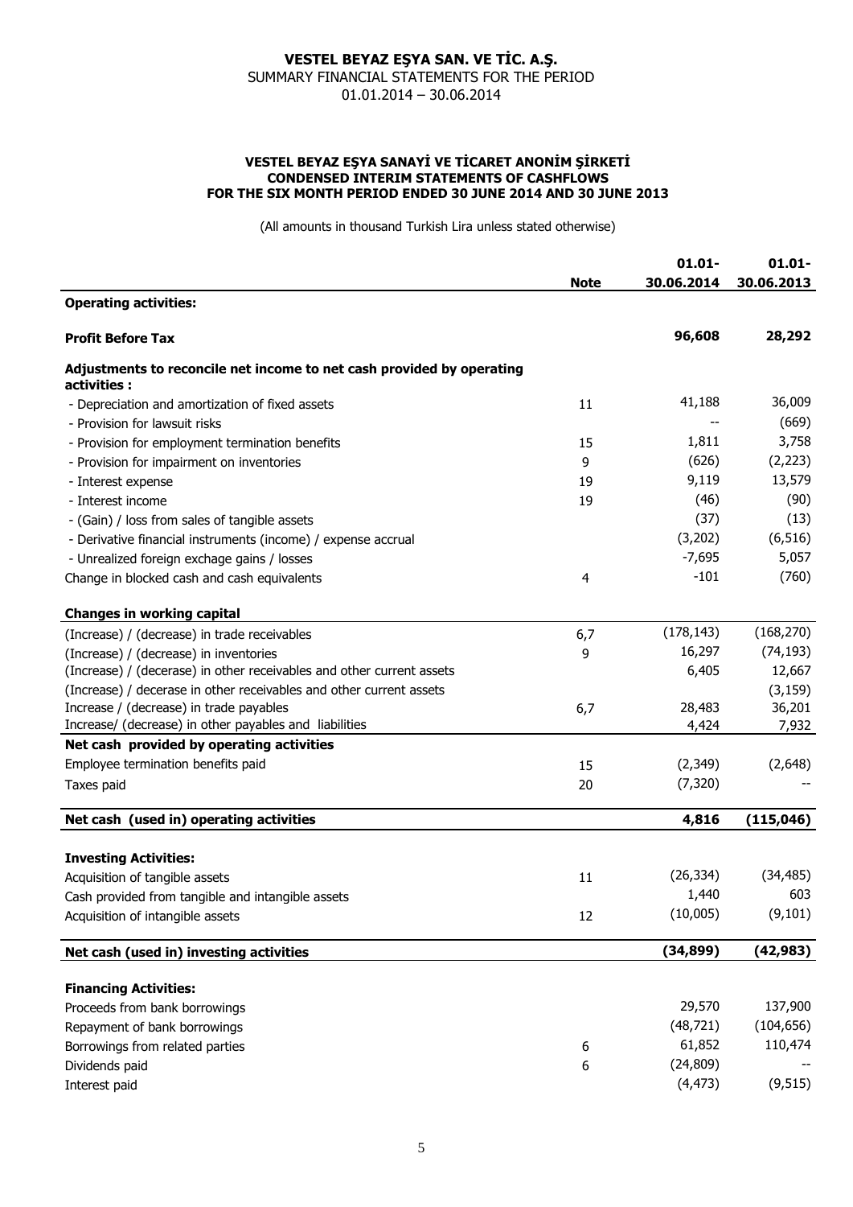# VESTEL BEYAZ EŞYA SAN. VE TİC. A.Ş.
SUMMARY FINANCIAL STATEMENTS FOR THE PERIOD
01.01.2014 – 30.06.2014

**VESTEL BEYAZ EŞYA SANAYİ VE TİCARET ANONİM ŞİRKETİ**
**CONDENSED INTERIM STATEMENTS OF CASHFLOWS**
**FOR THE SIX MONTH PERIOD ENDED 30 JUNE 2014 AND 30 JUNE 2013**

(All amounts in thousand Turkish Lira unless stated otherwise)

| | Note | 01.01-30.06.2014 | 01.01-30.06.2013 |
|---|---|---|---|
| **Operating activities:** | | | |
| **Profit Before Tax** | | **96,608** | **28,292** |
| **Adjustments to reconcile net income to net cash provided by operating activities :** | | | |
| - Depreciation and amortization of fixed assets | 11 | 41,188 | 36,009 |
| - Provision for lawsuit risks | | -- | (669) |
| - Provision for employment termination benefits | 15 | 1,811 | 3,758 |
| - Provision for impairment on inventories | 9 | (626) | (2,223) |
| - Interest expense | 19 | 9,119 | 13,579 |
| - Interest income | 19 | (46) | (90) |
| - (Gain) / loss from sales of tangible assets | | (37) | (13) |
| - Derivative financial instruments (income) / expense accrual | | (3,202) | (6,516) |
| - Unrealized foreign exchage gains / losses | | -7,695 | 5,057 |
| Change in blocked cash and cash equivalents | 4 | -101 | (760) |
| **Changes in working capital** | | | |
| (Increase) / (decrease) in trade receivables | 6,7 | (178,143) | (168,270) |
| (Increase) / (decrease) in inventories | 9 | 16,297 | (74,193) |
| (Increase) / (decerase) in other receivables and other current assets | | 6,405 | 12,667 |
| (Increase) / decerase in other receivables and other current assets | | | (3,159) |
| Increase / (decrease) in trade payables | 6,7 | 28,483 | 36,201 |
| Increase/ (decrease) in other payables and liabilities | | 4,424 | 7,932 |
| **Net cash provided by operating activities** | | | |
| Employee termination benefits paid | 15 | (2,349) | (2,648) |
| Taxes paid | 20 | (7,320) | -- |
| **Net cash (used in) operating activities** | | **4,816** | **(115,046)** |
| **Investing Activities:** | | | |
| Acquisition of tangible assets | 11 | (26,334) | (34,485) |
| Cash provided from tangible and intangible assets | | 1,440 | 603 |
| Acquisition of intangible assets | 12 | (10,005) | (9,101) |
| **Net cash (used in) investing activities** | | **(34,899)** | **(42,983)** |
| **Financing Activities:** | | | |
| Proceeds from bank borrowings | | 29,570 | 137,900 |
| Repayment of bank borrowings | | (48,721) | (104,656) |
| Borrowings from related parties | 6 | 61,852 | 110,474 |
| Dividends paid | 6 | (24,809) | -- |
| Interest paid | | (4,473) | (9,515) |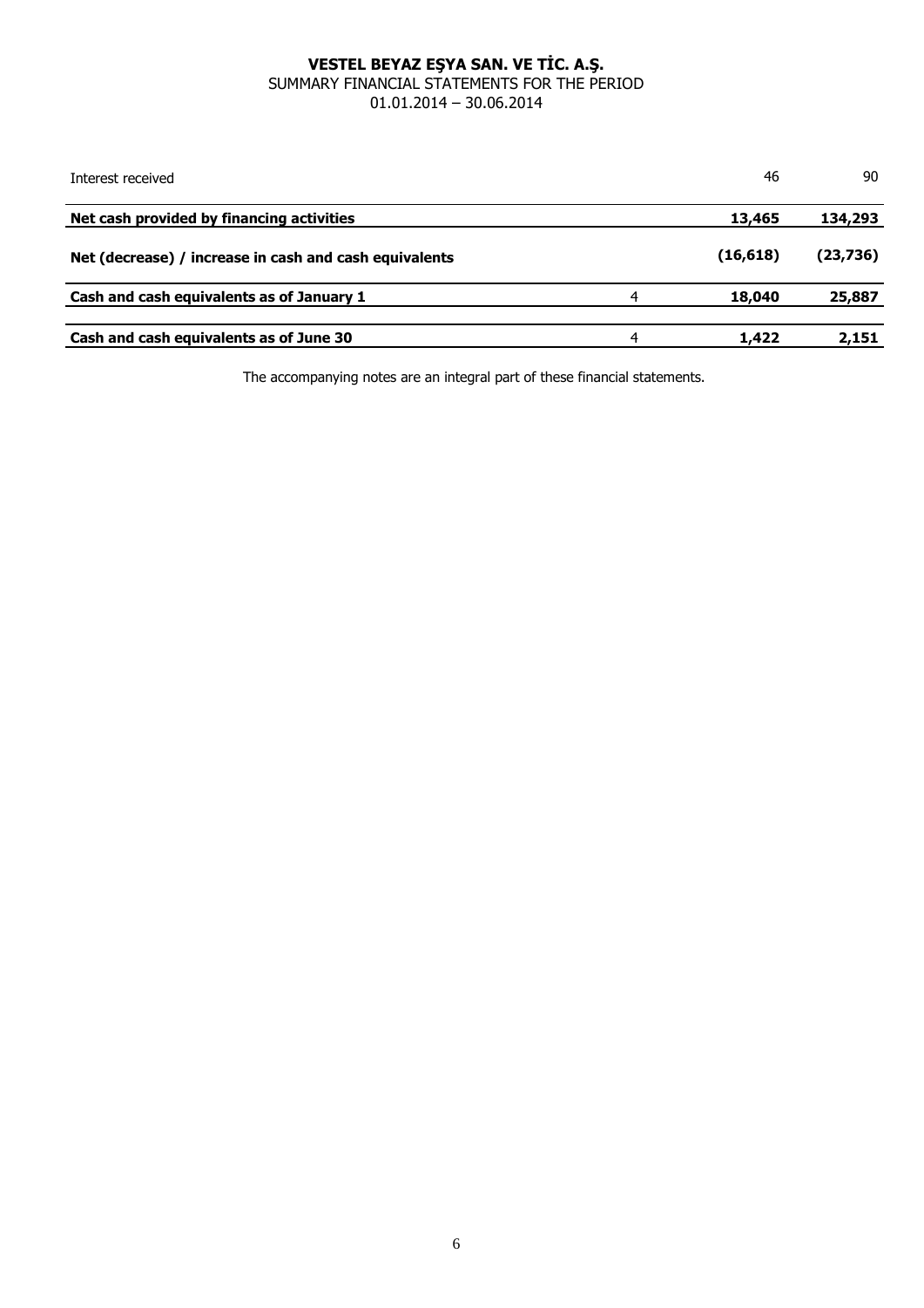# VESTEL BEYAZ EŞYA SAN. VE TİC. A.Ş.

SUMMARY FINANCIAL STATEMENTS FOR THE PERIOD

01.01.2014 – 30.06.2014

| | | | |
|---|---|---|---|
| Interest received | | 46 | 90 |
| **Net cash provided by financing activities** | | **13,465** | **134,293** |
| **Net (decrease) / increase in cash and cash equivalents** | | **(16,618)** | **(23,736)** |
| **Cash and cash equivalents as of January 1** | 4 | **18,040** | **25,887** |
| **Cash and cash equivalents as of June 30** | 4 | **1,422** | **2,151** |

The accompanying notes are an integral part of these financial statements.